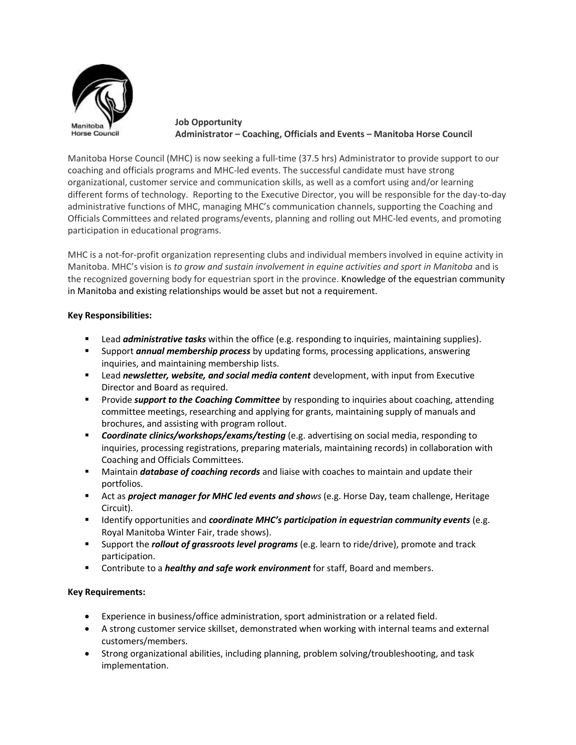Manitoba Horse Council

**Job Opportunity**
**Administrator – Coaching, Officials and Events – Manitoba Horse Council**

Manitoba Horse Council (MHC) is now seeking a full-time (37.5 hrs) Administrator to provide support to our coaching and officials programs and MHC-led events. The successful candidate must have strong organizational, customer service and communication skills, as well as a comfort using and/or learning different forms of technology. Reporting to the Executive Director, you will be responsible for the day-to-day administrative functions of MHC, managing MHC's communication channels, supporting the Coaching and Officials Committees and related programs/events, planning and rolling out MHC-led events, and promoting participation in educational programs.

MHC is a not-for-profit organization representing clubs and individual members involved in equine activity in Manitoba. MHC's vision is *to grow and sustain involvement in equine activities and sport in Manitoba* and is the recognized governing body for equestrian sport in the province. Knowledge of the equestrian community in Manitoba and existing relationships would be asset but not a requirement.

**Key Responsibilities:**

- Lead ***administrative tasks*** within the office (e.g. responding to inquiries, maintaining supplies).
- Support ***annual membership process*** by updating forms, processing applications, answering inquiries, and maintaining membership lists.
- Lead ***newsletter, website, and social media content*** development, with input from Executive Director and Board as required.
- Provide ***support to the Coaching Committee*** by responding to inquiries about coaching, attending committee meetings, researching and applying for grants, maintaining supply of manuals and brochures, and assisting with program rollout.
- ***Coordinate clinics/workshops/exams/testing*** (e.g. advertising on social media, responding to inquiries, processing registrations, preparing materials, maintaining records) in collaboration with Coaching and Officials Committees.
- Maintain ***database of coaching records*** and liaise with coaches to maintain and update their portfolios.
- Act as ***project manager for MHC led events and shows*** (e.g. Horse Day, team challenge, Heritage Circuit).
- Identify opportunities and ***coordinate MHC's participation in equestrian community events*** (e.g. Royal Manitoba Winter Fair, trade shows).
- Support the ***rollout of grassroots level programs*** (e.g. learn to ride/drive), promote and track participation.
- Contribute to a ***healthy and safe work environment*** for staff, Board and members.

**Key Requirements:**

- Experience in business/office administration, sport administration or a related field.
- A strong customer service skillset, demonstrated when working with internal teams and external customers/members.
- Strong organizational abilities, including planning, problem solving/troubleshooting, and task implementation.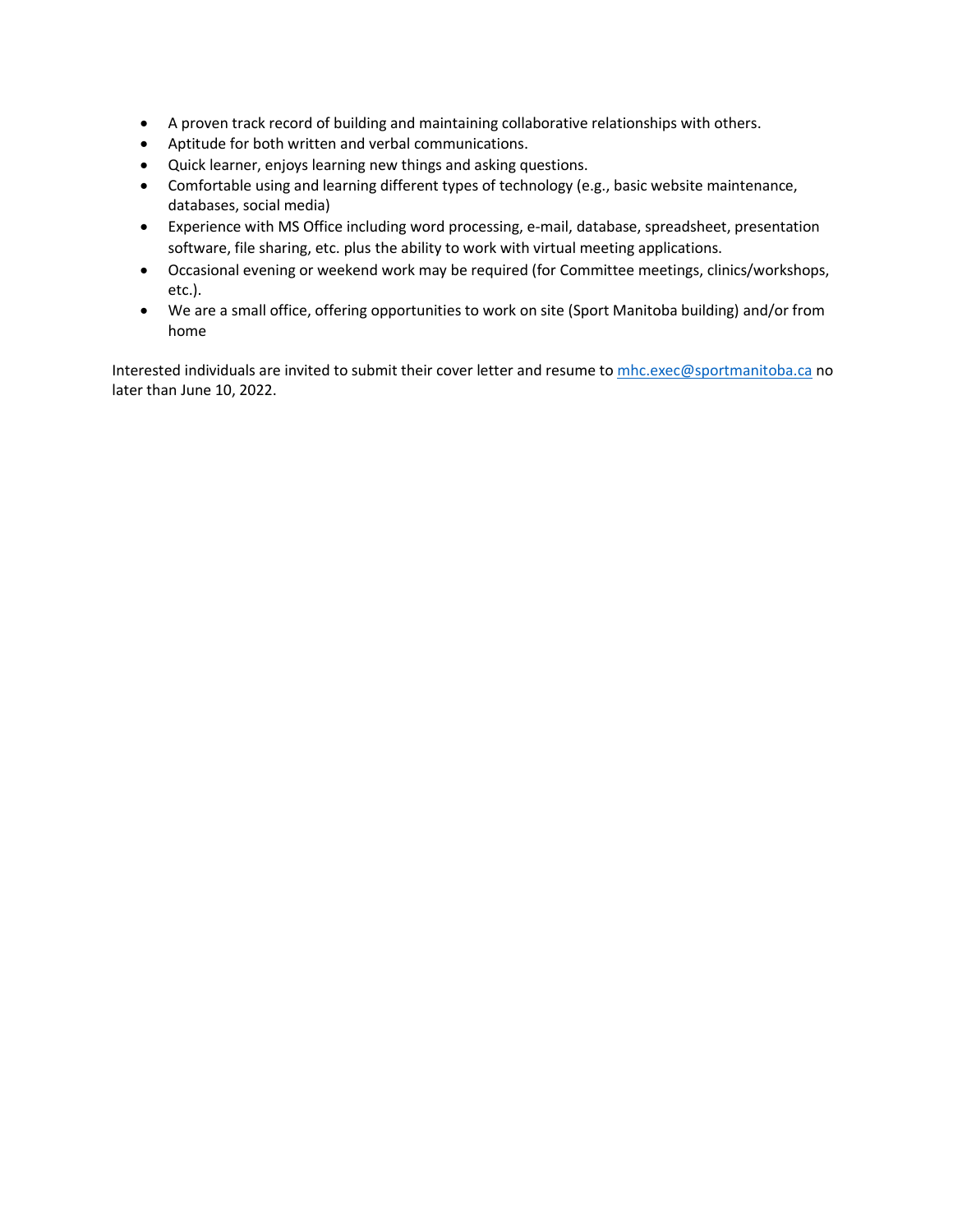- A proven track record of building and maintaining collaborative relationships with others.
- Aptitude for both written and verbal communications.
- Quick learner, enjoys learning new things and asking questions.
- Comfortable using and learning different types of technology (e.g., basic website maintenance, databases, social media)
- Experience with MS Office including word processing, e-mail, database, spreadsheet, presentation software, file sharing, etc. plus the ability to work with virtual meeting applications.
- Occasional evening or weekend work may be required (for Committee meetings, clinics/workshops, etc.).
- We are a small office, offering opportunities to work on site (Sport Manitoba building) and/or from home

Interested individuals are invited to submit their cover letter and resume to mhc.exec@sportmanitoba.ca no later than June 10, 2022.